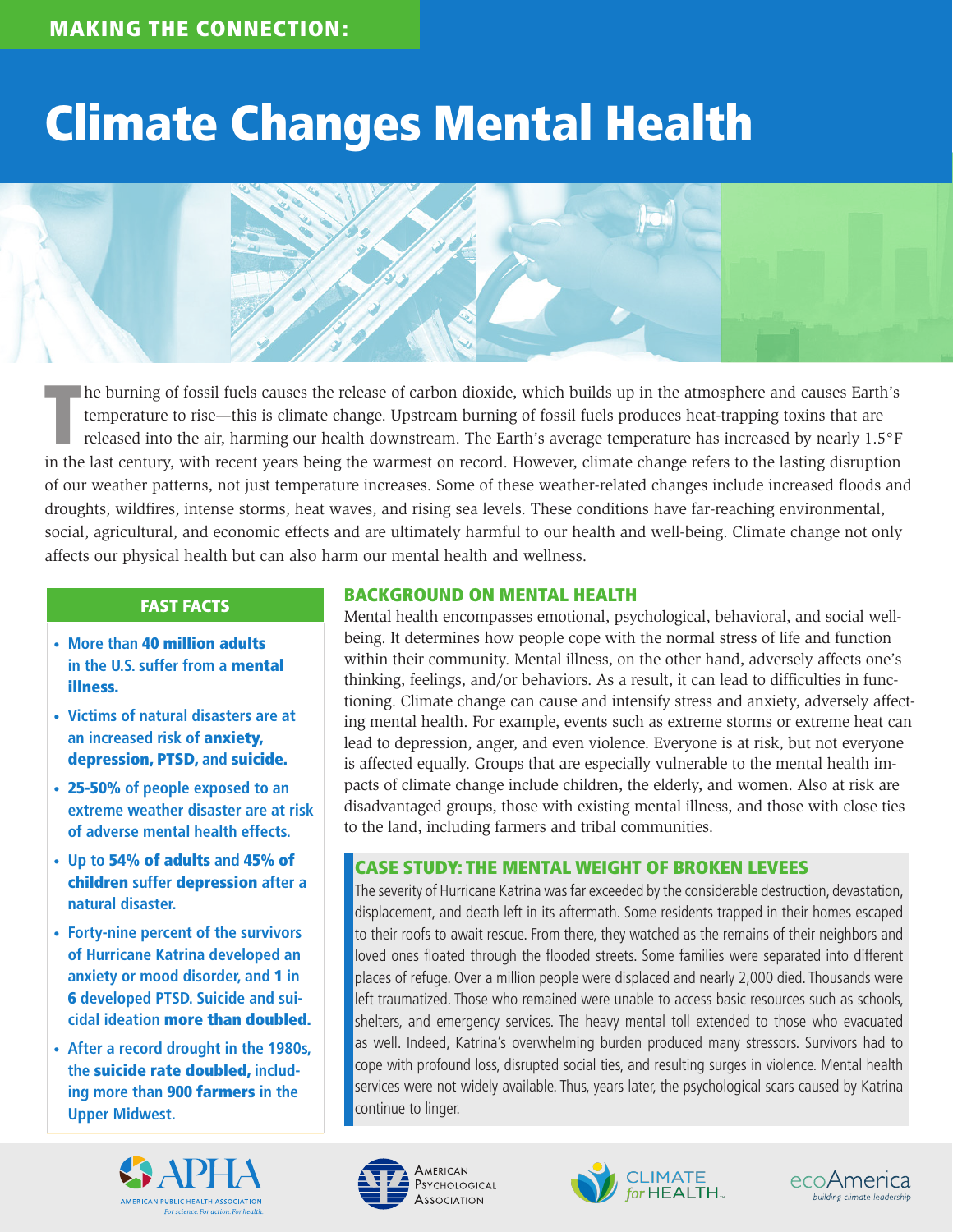MAKING THE CONNECTION:

# Climate Changes Mental Health

The burning of fossil fuels causes the release of carbon dioxide, which builds up in the atmosphere and causes Earth's temperature to rise—this is climate change. Upstream burning of fossil fuels produces heat-trapping toxins that are released into the air, harming our health downstream. The Earth's average temperature has increased by nearly 1.5°F in the last century, with recent years being the warmest on record. However, climate change refers to the lasting disruption of our weather patterns, not just temperature increases. Some of these weather-related changes include increased floods and droughts, wildfires, intense storms, heat waves, and rising sea levels. These conditions have far-reaching environmental, social, agricultural, and economic effects and are ultimately harmful to our health and well-being. Climate change not only affects our physical health but can also harm our mental health and wellness.

## FAST FACTS

- More than **40 million adults** in the U.S. suffer from a **mental illness.**
- Victims of natural disasters are at an increased risk of **anxiety, depression, PTSD,** and **suicide.**
- **25-50%** of people exposed to an extreme weather disaster are at risk of adverse mental health effects.
- Up to **54% of adults** and **45% of children** suffer **depression** after a natural disaster.
- Forty-nine percent of the survivors of Hurricane Katrina developed an anxiety or mood disorder, and **1** in **6** developed PTSD. Suicide and suicidal ideation **more than doubled.**
- After a record drought in the 1980s, the **suicide rate doubled,** including more than **900 farmers** in the Upper Midwest.

## BACKGROUND ON MENTAL HEALTH

Mental health encompasses emotional, psychological, behavioral, and social well-being. It determines how people cope with the normal stress of life and function within their community. Mental illness, on the other hand, adversely affects one's thinking, feelings, and/or behaviors. As a result, it can lead to difficulties in functioning. Climate change can cause and intensify stress and anxiety, adversely affecting mental health. For example, events such as extreme storms or extreme heat can lead to depression, anger, and even violence. Everyone is at risk, but not everyone is affected equally. Groups that are especially vulnerable to the mental health impacts of climate change include children, the elderly, and women. Also at risk are disadvantaged groups, those with existing mental illness, and those with close ties to the land, including farmers and tribal communities.

## CASE STUDY: THE MENTAL WEIGHT OF BROKEN LEVEES

The severity of Hurricane Katrina was far exceeded by the considerable destruction, devastation, displacement, and death left in its aftermath. Some residents trapped in their homes escaped to their roofs to await rescue. From there, they watched as the remains of their neighbors and loved ones floated through the flooded streets. Some families were separated into different places of refuge. Over a million people were displaced and nearly 2,000 died. Thousands were left traumatized. Those who remained were unable to access basic resources such as schools, shelters, and emergency services. The heavy mental toll extended to those who evacuated as well. Indeed, Katrina's overwhelming burden produced many stressors. Survivors had to cope with profound loss, disrupted social ties, and resulting surges in violence. Mental health services were not widely available. Thus, years later, the psychological scars caused by Katrina continue to linger.

APHA — American Public Health Association — For science. For action. For health.

American Psychological Association

Climate for Health

ecoAmerica — building climate leadership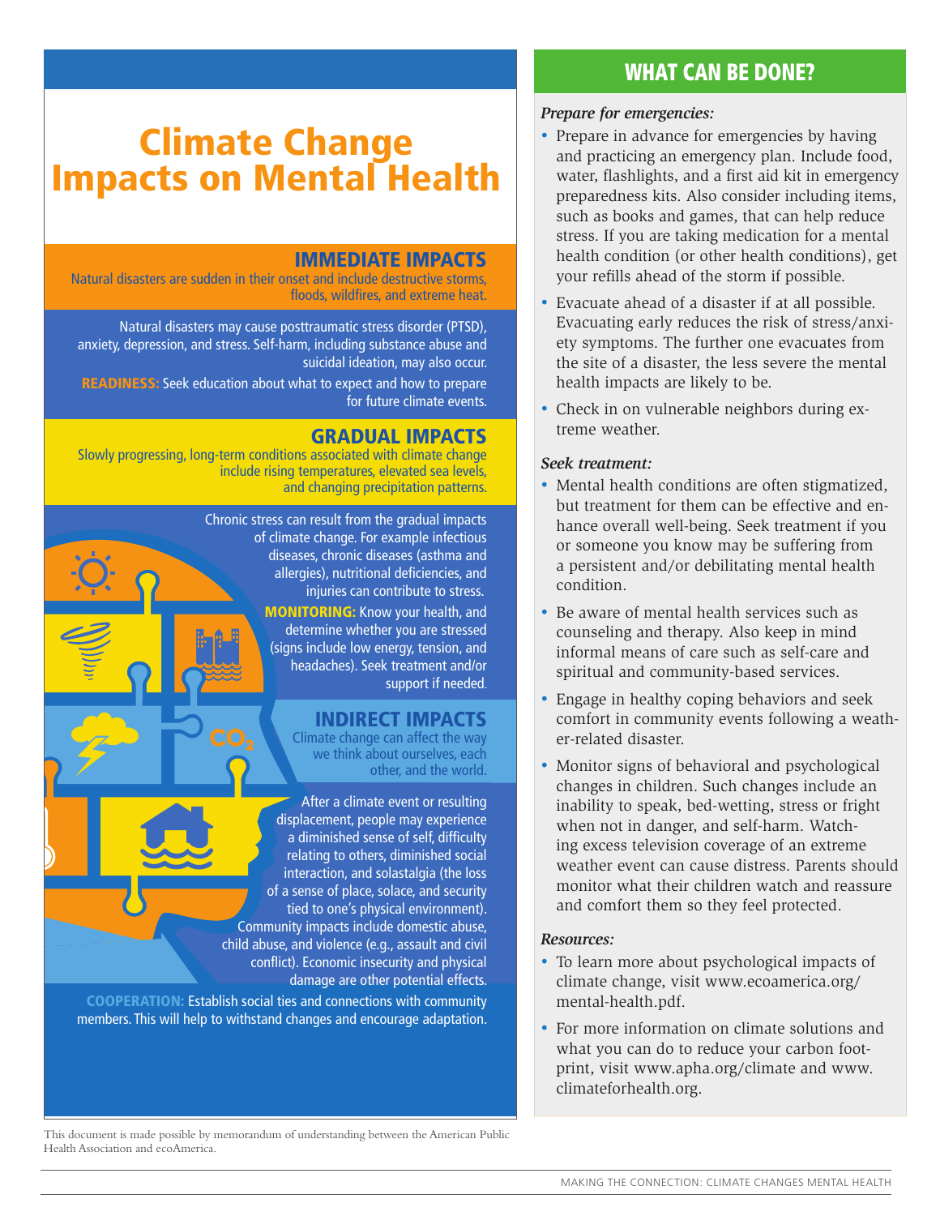# Climate Change Impacts on Mental Health

## IMMEDIATE IMPACTS

Natural disasters are sudden in their onset and include destructive storms, floods, wildfires, and extreme heat.

Natural disasters may cause posttraumatic stress disorder (PTSD), anxiety, depression, and stress. Self-harm, including substance abuse and suicidal ideation, may also occur.

**READINESS:** Seek education about what to expect and how to prepare for future climate events.

## GRADUAL IMPACTS

Slowly progressing, long-term conditions associated with climate change include rising temperatures, elevated sea levels, and changing precipitation patterns.

Chronic stress can result from the gradual impacts of climate change. For example infectious diseases, chronic diseases (asthma and allergies), nutritional deficiencies, and injuries can contribute to stress.

**MONITORING:** Know your health, and determine whether you are stressed (signs include low energy, tension, and headaches). Seek treatment and/or support if needed.

## INDIRECT IMPACTS

Climate change can affect the way we think about ourselves, each other, and the world.

After a climate event or resulting displacement, people may experience a diminished sense of self, difficulty relating to others, diminished social interaction, and solastalgia (the loss of a sense of place, solace, and security tied to one's physical environment). Community impacts include domestic abuse, child abuse, and violence (e.g., assault and civil conflict). Economic insecurity and physical damage are other potential effects.

**COOPERATION:** Establish social ties and connections with community members. This will help to withstand changes and encourage adaptation.

This document is made possible by memorandum of understanding between the American Public Health Association and ecoAmerica.

## WHAT CAN BE DONE?

***Prepare for emergencies:***

- Prepare in advance for emergencies by having and practicing an emergency plan. Include food, water, flashlights, and a first aid kit in emergency preparedness kits. Also consider including items, such as books and games, that can help reduce stress. If you are taking medication for a mental health condition (or other health conditions), get your refills ahead of the storm if possible.
- Evacuate ahead of a disaster if at all possible. Evacuating early reduces the risk of stress/anxiety symptoms. The further one evacuates from the site of a disaster, the less severe the mental health impacts are likely to be.
- Check in on vulnerable neighbors during extreme weather.

***Seek treatment:***

- Mental health conditions are often stigmatized, but treatment for them can be effective and enhance overall well-being. Seek treatment if you or someone you know may be suffering from a persistent and/or debilitating mental health condition.
- Be aware of mental health services such as counseling and therapy. Also keep in mind informal means of care such as self-care and spiritual and community-based services.
- Engage in healthy coping behaviors and seek comfort in community events following a weather-related disaster.
- Monitor signs of behavioral and psychological changes in children. Such changes include an inability to speak, bed-wetting, stress or fright when not in danger, and self-harm. Watching excess television coverage of an extreme weather event can cause distress. Parents should monitor what their children watch and reassure and comfort them so they feel protected.

***Resources:***

- To learn more about psychological impacts of climate change, visit www.ecoamerica.org/mental-health.pdf.
- For more information on climate solutions and what you can do to reduce your carbon footprint, visit www.apha.org/climate and www.climateforhealth.org.